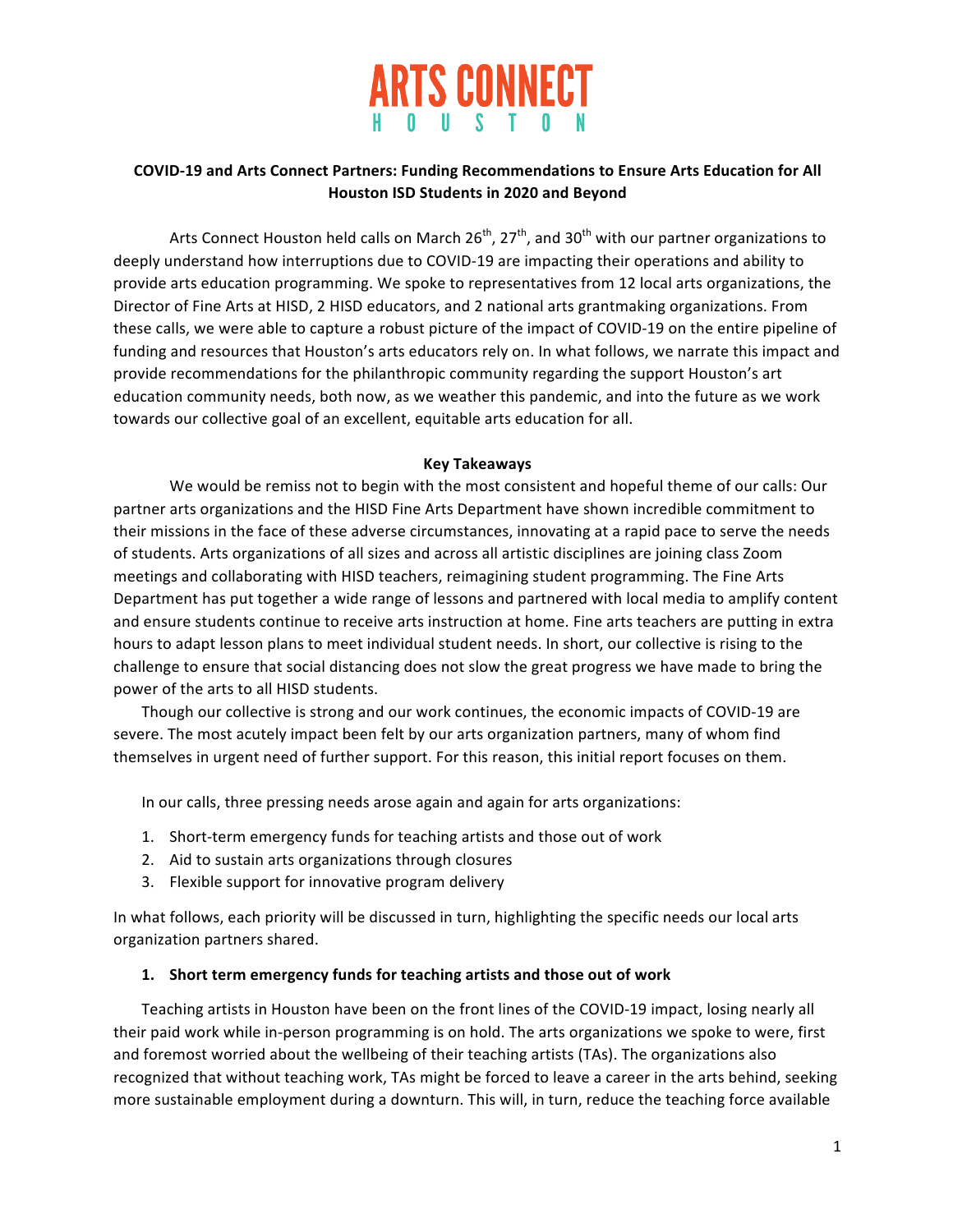# ARTS CONNECT HOUSTON

## COVID-19 and Arts Connect Partners: Funding Recommendations to Ensure Arts Education for All Houston ISD Students in 2020 and Beyond

Arts Connect Houston held calls on March 26th, 27th, and 30th with our partner organizations to deeply understand how interruptions due to COVID-19 are impacting their operations and ability to provide arts education programming. We spoke to representatives from 12 local arts organizations, the Director of Fine Arts at HISD, 2 HISD educators, and 2 national arts grantmaking organizations. From these calls, we were able to capture a robust picture of the impact of COVID-19 on the entire pipeline of funding and resources that Houston's arts educators rely on. In what follows, we narrate this impact and provide recommendations for the philanthropic community regarding the support Houston's art education community needs, both now, as we weather this pandemic, and into the future as we work towards our collective goal of an excellent, equitable arts education for all.

### Key Takeaways

We would be remiss not to begin with the most consistent and hopeful theme of our calls: Our partner arts organizations and the HISD Fine Arts Department have shown incredible commitment to their missions in the face of these adverse circumstances, innovating at a rapid pace to serve the needs of students. Arts organizations of all sizes and across all artistic disciplines are joining class Zoom meetings and collaborating with HISD teachers, reimagining student programming. The Fine Arts Department has put together a wide range of lessons and partnered with local media to amplify content and ensure students continue to receive arts instruction at home. Fine arts teachers are putting in extra hours to adapt lesson plans to meet individual student needs. In short, our collective is rising to the challenge to ensure that social distancing does not slow the great progress we have made to bring the power of the arts to all HISD students.

Though our collective is strong and our work continues, the economic impacts of COVID-19 are severe. The most acutely impact been felt by our arts organization partners, many of whom find themselves in urgent need of further support. For this reason, this initial report focuses on them.

In our calls, three pressing needs arose again and again for arts organizations:

1. Short-term emergency funds for teaching artists and those out of work
2. Aid to sustain arts organizations through closures
3. Flexible support for innovative program delivery

In what follows, each priority will be discussed in turn, highlighting the specific needs our local arts organization partners shared.

### 1. Short term emergency funds for teaching artists and those out of work

Teaching artists in Houston have been on the front lines of the COVID-19 impact, losing nearly all their paid work while in-person programming is on hold. The arts organizations we spoke to were, first and foremost worried about the wellbeing of their teaching artists (TAs). The organizations also recognized that without teaching work, TAs might be forced to leave a career in the arts behind, seeking more sustainable employment during a downturn. This will, in turn, reduce the teaching force available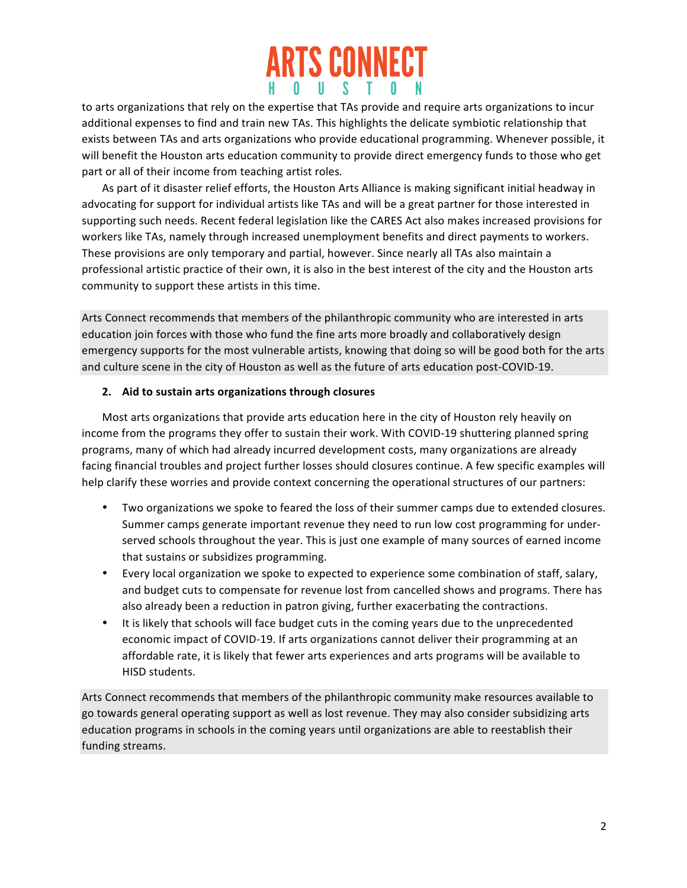to arts organizations that rely on the expertise that TAs provide and require arts organizations to incur additional expenses to find and train new TAs. This highlights the delicate symbiotic relationship that exists between TAs and arts organizations who provide educational programming. Whenever possible, it will benefit the Houston arts education community to provide direct emergency funds to those who get part or all of their income from teaching artist roles.

As part of it disaster relief efforts, the Houston Arts Alliance is making significant initial headway in advocating for support for individual artists like TAs and will be a great partner for those interested in supporting such needs. Recent federal legislation like the CARES Act also makes increased provisions for workers like TAs, namely through increased unemployment benefits and direct payments to workers. These provisions are only temporary and partial, however. Since nearly all TAs also maintain a professional artistic practice of their own, it is also in the best interest of the city and the Houston arts community to support these artists in this time.

Arts Connect recommends that members of the philanthropic community who are interested in arts education join forces with those who fund the fine arts more broadly and collaboratively design emergency supports for the most vulnerable artists, knowing that doing so will be good both for the arts and culture scene in the city of Houston as well as the future of arts education post-COVID-19.

**2. Aid to sustain arts organizations through closures**

Most arts organizations that provide arts education here in the city of Houston rely heavily on income from the programs they offer to sustain their work. With COVID-19 shuttering planned spring programs, many of which had already incurred development costs, many organizations are already facing financial troubles and project further losses should closures continue. A few specific examples will help clarify these worries and provide context concerning the operational structures of our partners:

- Two organizations we spoke to feared the loss of their summer camps due to extended closures. Summer camps generate important revenue they need to run low cost programming for under-served schools throughout the year. This is just one example of many sources of earned income that sustains or subsidizes programming.
- Every local organization we spoke to expected to experience some combination of staff, salary, and budget cuts to compensate for revenue lost from cancelled shows and programs. There has also already been a reduction in patron giving, further exacerbating the contractions.
- It is likely that schools will face budget cuts in the coming years due to the unprecedented economic impact of COVID-19. If arts organizations cannot deliver their programming at an affordable rate, it is likely that fewer arts experiences and arts programs will be available to HISD students.

Arts Connect recommends that members of the philanthropic community make resources available to go towards general operating support as well as lost revenue. They may also consider subsidizing arts education programs in schools in the coming years until organizations are able to reestablish their funding streams.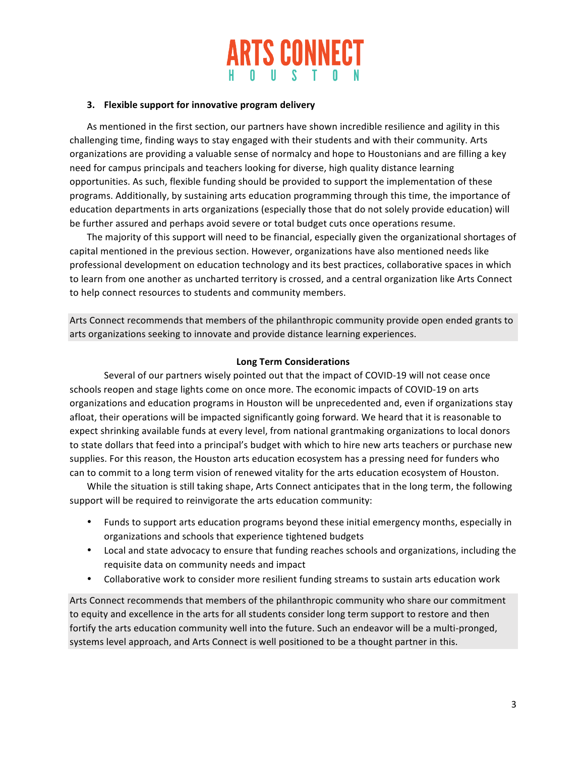### 3. Flexible support for innovative program delivery

As mentioned in the first section, our partners have shown incredible resilience and agility in this challenging time, finding ways to stay engaged with their students and with their community. Arts organizations are providing a valuable sense of normalcy and hope to Houstonians and are filling a key need for campus principals and teachers looking for diverse, high quality distance learning opportunities. As such, flexible funding should be provided to support the implementation of these programs. Additionally, by sustaining arts education programming through this time, the importance of education departments in arts organizations (especially those that do not solely provide education) will be further assured and perhaps avoid severe or total budget cuts once operations resume.

The majority of this support will need to be financial, especially given the organizational shortages of capital mentioned in the previous section. However, organizations have also mentioned needs like professional development on education technology and its best practices, collaborative spaces in which to learn from one another as uncharted territory is crossed, and a central organization like Arts Connect to help connect resources to students and community members.

Arts Connect recommends that members of the philanthropic community provide open ended grants to arts organizations seeking to innovate and provide distance learning experiences.

## Long Term Considerations

Several of our partners wisely pointed out that the impact of COVID-19 will not cease once schools reopen and stage lights come on once more. The economic impacts of COVID-19 on arts organizations and education programs in Houston will be unprecedented and, even if organizations stay afloat, their operations will be impacted significantly going forward. We heard that it is reasonable to expect shrinking available funds at every level, from national grantmaking organizations to local donors to state dollars that feed into a principal's budget with which to hire new arts teachers or purchase new supplies. For this reason, the Houston arts education ecosystem has a pressing need for funders who can to commit to a long term vision of renewed vitality for the arts education ecosystem of Houston.

While the situation is still taking shape, Arts Connect anticipates that in the long term, the following support will be required to reinvigorate the arts education community:

- Funds to support arts education programs beyond these initial emergency months, especially in organizations and schools that experience tightened budgets
- Local and state advocacy to ensure that funding reaches schools and organizations, including the requisite data on community needs and impact
- Collaborative work to consider more resilient funding streams to sustain arts education work

Arts Connect recommends that members of the philanthropic community who share our commitment to equity and excellence in the arts for all students consider long term support to restore and then fortify the arts education community well into the future. Such an endeavor will be a multi-pronged, systems level approach, and Arts Connect is well positioned to be a thought partner in this.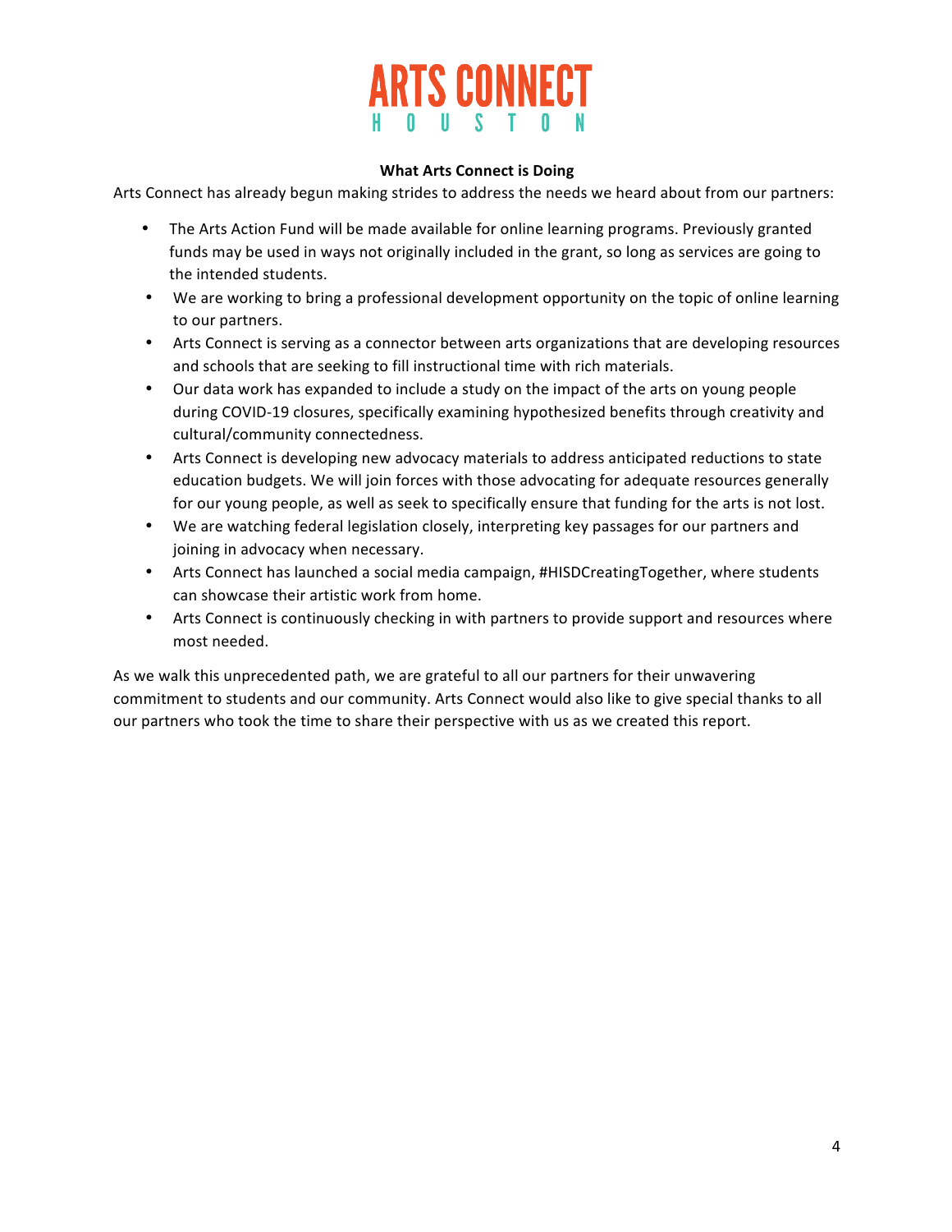ARTS CONNECT
HOUSTON

**What Arts Connect is Doing**

Arts Connect has already begun making strides to address the needs we heard about from our partners:

- The Arts Action Fund will be made available for online learning programs. Previously granted funds may be used in ways not originally included in the grant, so long as services are going to the intended students.
- We are working to bring a professional development opportunity on the topic of online learning to our partners.
- Arts Connect is serving as a connector between arts organizations that are developing resources and schools that are seeking to fill instructional time with rich materials.
- Our data work has expanded to include a study on the impact of the arts on young people during COVID-19 closures, specifically examining hypothesized benefits through creativity and cultural/community connectedness.
- Arts Connect is developing new advocacy materials to address anticipated reductions to state education budgets. We will join forces with those advocating for adequate resources generally for our young people, as well as seek to specifically ensure that funding for the arts is not lost.
- We are watching federal legislation closely, interpreting key passages for our partners and joining in advocacy when necessary.
- Arts Connect has launched a social media campaign, #HISDCreatingTogether, where students can showcase their artistic work from home.
- Arts Connect is continuously checking in with partners to provide support and resources where most needed.

As we walk this unprecedented path, we are grateful to all our partners for their unwavering commitment to students and our community. Arts Connect would also like to give special thanks to all our partners who took the time to share their perspective with us as we created this report.